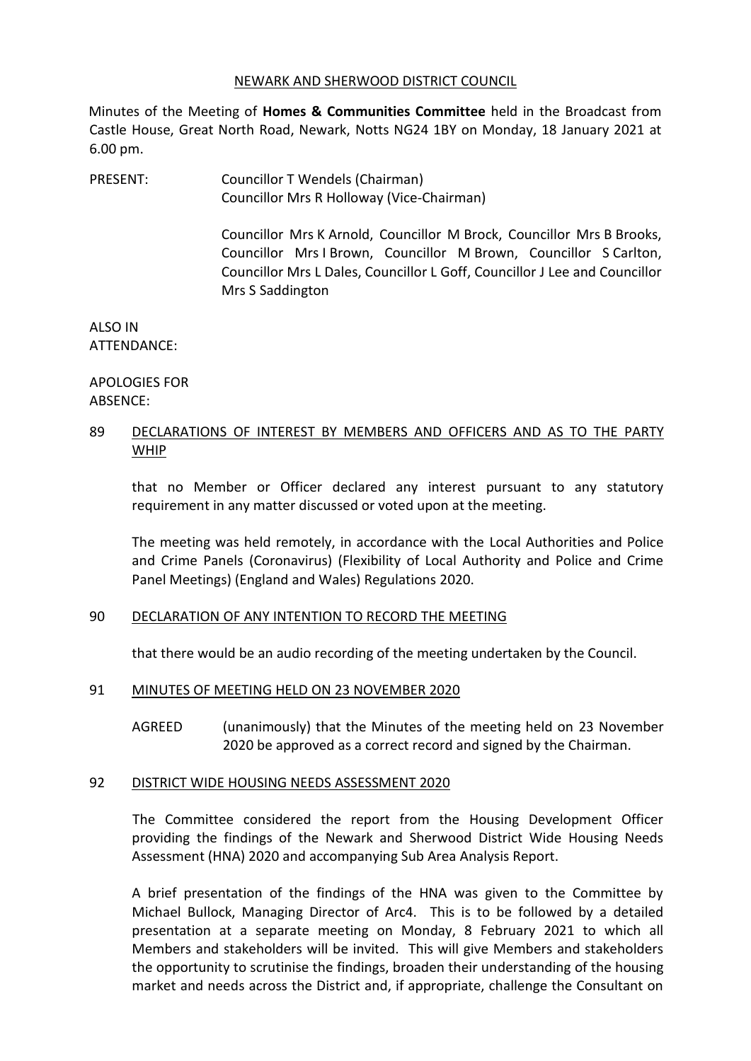NEWARK AND SHERWOOD DISTRICT COUNCIL

Minutes of the Meeting of **Homes & Communities Committee** held in the Broadcast from Castle House, Great North Road, Newark, Notts NG24 1BY on Monday, 18 January 2021 at 6.00 pm.

PRESENT: Councillor T Wendels (Chairman)
Councillor Mrs R Holloway (Vice-Chairman)

Councillor Mrs K Arnold, Councillor M Brock, Councillor Mrs B Brooks, Councillor Mrs I Brown, Councillor M Brown, Councillor S Carlton, Councillor Mrs L Dales, Councillor L Goff, Councillor J Lee and Councillor Mrs S Saddington

ALSO IN ATTENDANCE:

APOLOGIES FOR ABSENCE:

## 89 DECLARATIONS OF INTEREST BY MEMBERS AND OFFICERS AND AS TO THE PARTY WHIP

that no Member or Officer declared any interest pursuant to any statutory requirement in any matter discussed or voted upon at the meeting.

The meeting was held remotely, in accordance with the Local Authorities and Police and Crime Panels (Coronavirus) (Flexibility of Local Authority and Police and Crime Panel Meetings) (England and Wales) Regulations 2020.

## 90 DECLARATION OF ANY INTENTION TO RECORD THE MEETING

that there would be an audio recording of the meeting undertaken by the Council.

## 91 MINUTES OF MEETING HELD ON 23 NOVEMBER 2020

AGREED (unanimously) that the Minutes of the meeting held on 23 November 2020 be approved as a correct record and signed by the Chairman.

## 92 DISTRICT WIDE HOUSING NEEDS ASSESSMENT 2020

The Committee considered the report from the Housing Development Officer providing the findings of the Newark and Sherwood District Wide Housing Needs Assessment (HNA) 2020 and accompanying Sub Area Analysis Report.

A brief presentation of the findings of the HNA was given to the Committee by Michael Bullock, Managing Director of Arc4. This is to be followed by a detailed presentation at a separate meeting on Monday, 8 February 2021 to which all Members and stakeholders will be invited. This will give Members and stakeholders the opportunity to scrutinise the findings, broaden their understanding of the housing market and needs across the District and, if appropriate, challenge the Consultant on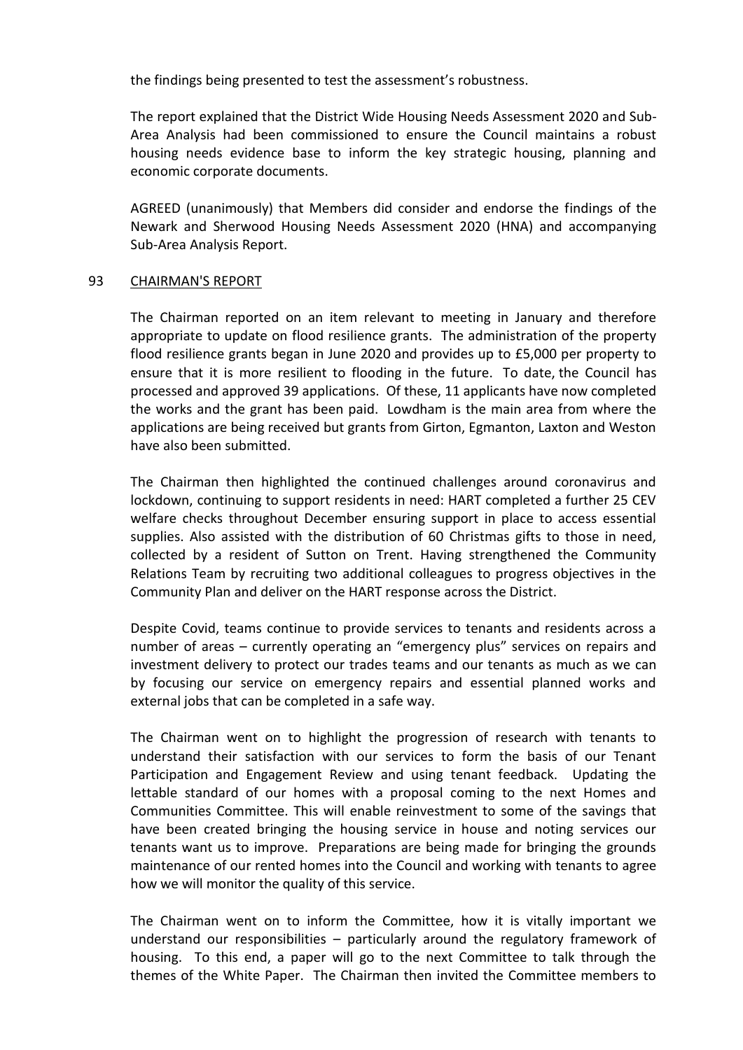the findings being presented to test the assessment's robustness.

The report explained that the District Wide Housing Needs Assessment 2020 and Sub-Area Analysis had been commissioned to ensure the Council maintains a robust housing needs evidence base to inform the key strategic housing, planning and economic corporate documents.

AGREED (unanimously) that Members did consider and endorse the findings of the Newark and Sherwood Housing Needs Assessment 2020 (HNA) and accompanying Sub-Area Analysis Report.

## 93 CHAIRMAN'S REPORT

The Chairman reported on an item relevant to meeting in January and therefore appropriate to update on flood resilience grants. The administration of the property flood resilience grants began in June 2020 and provides up to £5,000 per property to ensure that it is more resilient to flooding in the future. To date, the Council has processed and approved 39 applications. Of these, 11 applicants have now completed the works and the grant has been paid. Lowdham is the main area from where the applications are being received but grants from Girton, Egmanton, Laxton and Weston have also been submitted.

The Chairman then highlighted the continued challenges around coronavirus and lockdown, continuing to support residents in need: HART completed a further 25 CEV welfare checks throughout December ensuring support in place to access essential supplies. Also assisted with the distribution of 60 Christmas gifts to those in need, collected by a resident of Sutton on Trent. Having strengthened the Community Relations Team by recruiting two additional colleagues to progress objectives in the Community Plan and deliver on the HART response across the District.

Despite Covid, teams continue to provide services to tenants and residents across a number of areas – currently operating an "emergency plus" services on repairs and investment delivery to protect our trades teams and our tenants as much as we can by focusing our service on emergency repairs and essential planned works and external jobs that can be completed in a safe way.

The Chairman went on to highlight the progression of research with tenants to understand their satisfaction with our services to form the basis of our Tenant Participation and Engagement Review and using tenant feedback. Updating the lettable standard of our homes with a proposal coming to the next Homes and Communities Committee. This will enable reinvestment to some of the savings that have been created bringing the housing service in house and noting services our tenants want us to improve. Preparations are being made for bringing the grounds maintenance of our rented homes into the Council and working with tenants to agree how we will monitor the quality of this service.

The Chairman went on to inform the Committee, how it is vitally important we understand our responsibilities – particularly around the regulatory framework of housing. To this end, a paper will go to the next Committee to talk through the themes of the White Paper. The Chairman then invited the Committee members to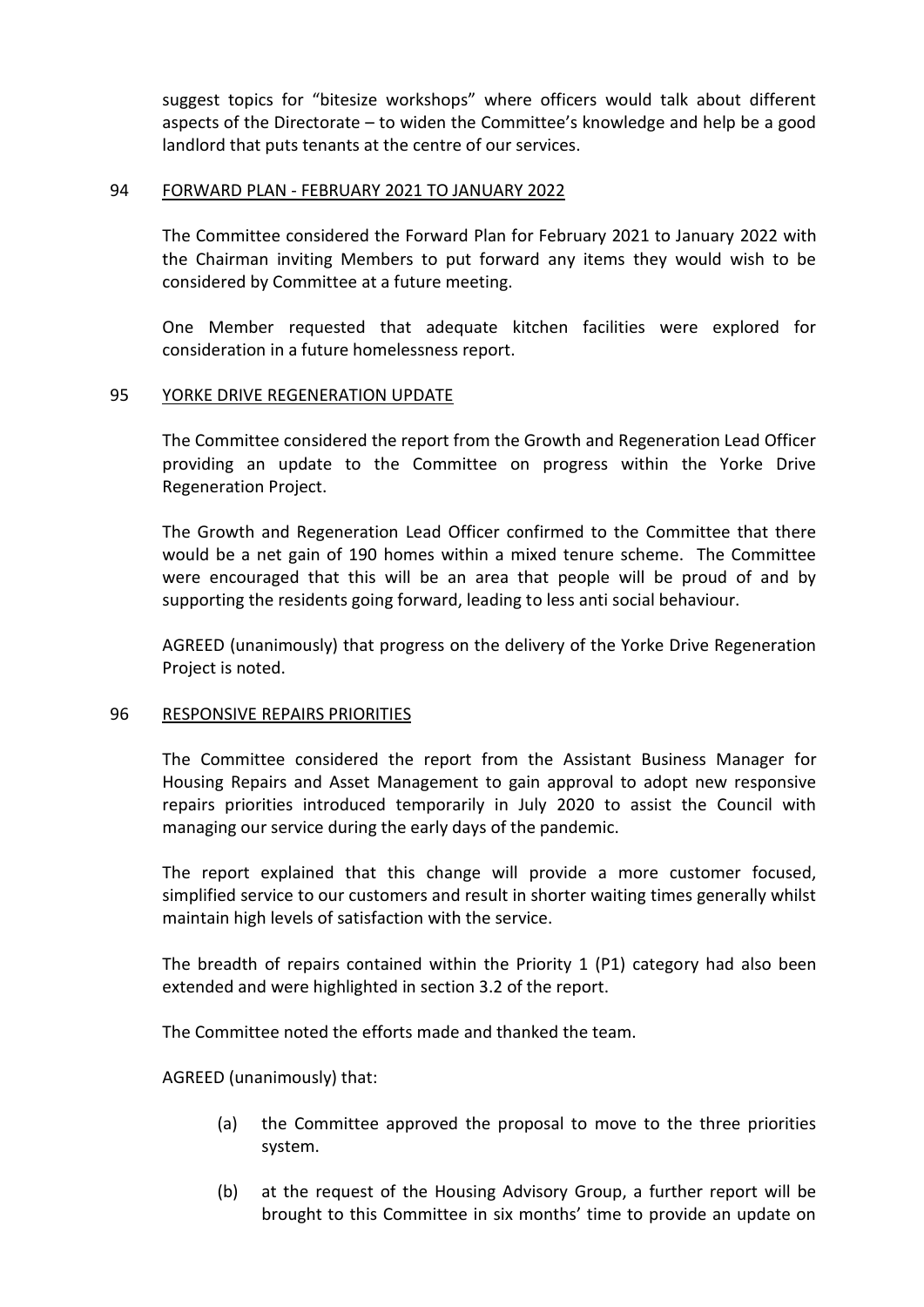suggest topics for "bitesize workshops" where officers would talk about different aspects of the Directorate – to widen the Committee's knowledge and help be a good landlord that puts tenants at the centre of our services.

## 94 FORWARD PLAN - FEBRUARY 2021 TO JANUARY 2022

The Committee considered the Forward Plan for February 2021 to January 2022 with the Chairman inviting Members to put forward any items they would wish to be considered by Committee at a future meeting.

One Member requested that adequate kitchen facilities were explored for consideration in a future homelessness report.

## 95 YORKE DRIVE REGENERATION UPDATE

The Committee considered the report from the Growth and Regeneration Lead Officer providing an update to the Committee on progress within the Yorke Drive Regeneration Project.

The Growth and Regeneration Lead Officer confirmed to the Committee that there would be a net gain of 190 homes within a mixed tenure scheme. The Committee were encouraged that this will be an area that people will be proud of and by supporting the residents going forward, leading to less anti social behaviour.

AGREED (unanimously) that progress on the delivery of the Yorke Drive Regeneration Project is noted.

## 96 RESPONSIVE REPAIRS PRIORITIES

The Committee considered the report from the Assistant Business Manager for Housing Repairs and Asset Management to gain approval to adopt new responsive repairs priorities introduced temporarily in July 2020 to assist the Council with managing our service during the early days of the pandemic.

The report explained that this change will provide a more customer focused, simplified service to our customers and result in shorter waiting times generally whilst maintain high levels of satisfaction with the service.

The breadth of repairs contained within the Priority 1 (P1) category had also been extended and were highlighted in section 3.2 of the report.

The Committee noted the efforts made and thanked the team.

AGREED (unanimously) that:

(a) the Committee approved the proposal to move to the three priorities system.

(b) at the request of the Housing Advisory Group, a further report will be brought to this Committee in six months' time to provide an update on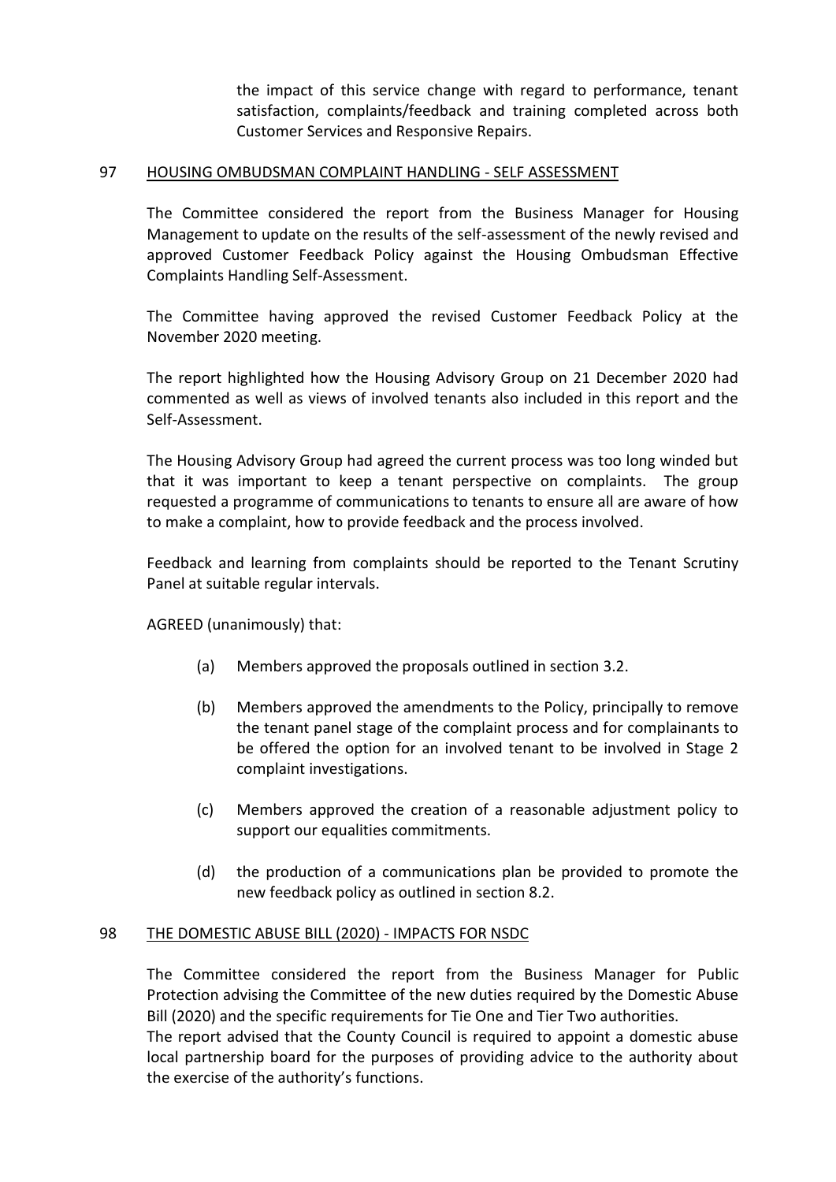the impact of this service change with regard to performance, tenant satisfaction, complaints/feedback and training completed across both Customer Services and Responsive Repairs.

## 97 HOUSING OMBUDSMAN COMPLAINT HANDLING - SELF ASSESSMENT

The Committee considered the report from the Business Manager for Housing Management to update on the results of the self-assessment of the newly revised and approved Customer Feedback Policy against the Housing Ombudsman Effective Complaints Handling Self-Assessment.

The Committee having approved the revised Customer Feedback Policy at the November 2020 meeting.

The report highlighted how the Housing Advisory Group on 21 December 2020 had commented as well as views of involved tenants also included in this report and the Self-Assessment.

The Housing Advisory Group had agreed the current process was too long winded but that it was important to keep a tenant perspective on complaints. The group requested a programme of communications to tenants to ensure all are aware of how to make a complaint, how to provide feedback and the process involved.

Feedback and learning from complaints should be reported to the Tenant Scrutiny Panel at suitable regular intervals.

AGREED (unanimously) that:

(a) Members approved the proposals outlined in section 3.2.

(b) Members approved the amendments to the Policy, principally to remove the tenant panel stage of the complaint process and for complainants to be offered the option for an involved tenant to be involved in Stage 2 complaint investigations.

(c) Members approved the creation of a reasonable adjustment policy to support our equalities commitments.

(d) the production of a communications plan be provided to promote the new feedback policy as outlined in section 8.2.

## 98 THE DOMESTIC ABUSE BILL (2020) - IMPACTS FOR NSDC

The Committee considered the report from the Business Manager for Public Protection advising the Committee of the new duties required by the Domestic Abuse Bill (2020) and the specific requirements for Tie One and Tier Two authorities.
The report advised that the County Council is required to appoint a domestic abuse local partnership board for the purposes of providing advice to the authority about the exercise of the authority's functions.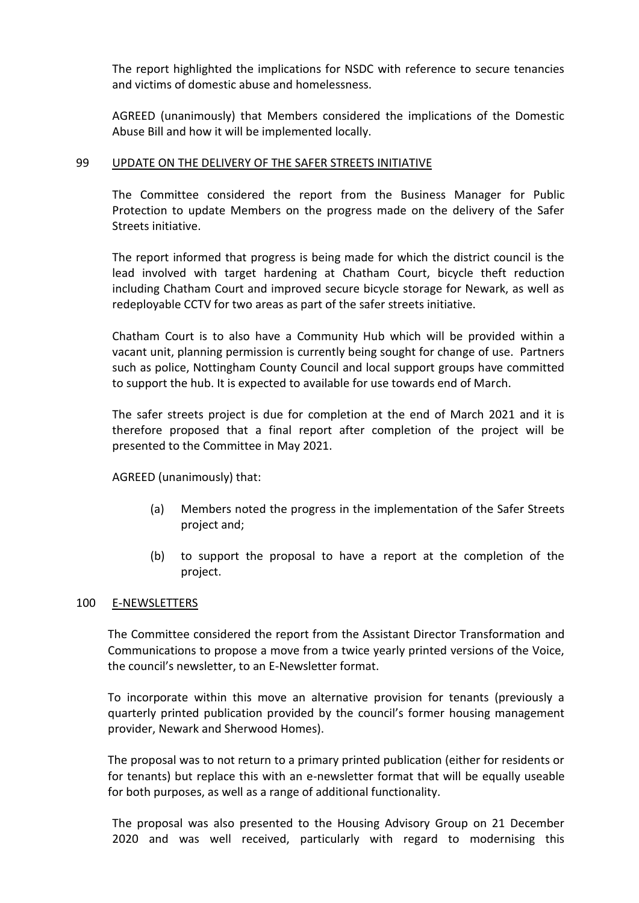The report highlighted the implications for NSDC with reference to secure tenancies and victims of domestic abuse and homelessness.

AGREED (unanimously) that Members considered the implications of the Domestic Abuse Bill and how it will be implemented locally.

## 99 UPDATE ON THE DELIVERY OF THE SAFER STREETS INITIATIVE

The Committee considered the report from the Business Manager for Public Protection to update Members on the progress made on the delivery of the Safer Streets initiative.

The report informed that progress is being made for which the district council is the lead involved with target hardening at Chatham Court, bicycle theft reduction including Chatham Court and improved secure bicycle storage for Newark, as well as redeployable CCTV for two areas as part of the safer streets initiative.

Chatham Court is to also have a Community Hub which will be provided within a vacant unit, planning permission is currently being sought for change of use. Partners such as police, Nottingham County Council and local support groups have committed to support the hub. It is expected to available for use towards end of March.

The safer streets project is due for completion at the end of March 2021 and it is therefore proposed that a final report after completion of the project will be presented to the Committee in May 2021.

AGREED (unanimously) that:

(a) Members noted the progress in the implementation of the Safer Streets project and;

(b) to support the proposal to have a report at the completion of the project.

## 100 E-NEWSLETTERS

The Committee considered the report from the Assistant Director Transformation and Communications to propose a move from a twice yearly printed versions of the Voice, the council's newsletter, to an E-Newsletter format.

To incorporate within this move an alternative provision for tenants (previously a quarterly printed publication provided by the council's former housing management provider, Newark and Sherwood Homes).

The proposal was to not return to a primary printed publication (either for residents or for tenants) but replace this with an e-newsletter format that will be equally useable for both purposes, as well as a range of additional functionality.

The proposal was also presented to the Housing Advisory Group on 21 December 2020 and was well received, particularly with regard to modernising this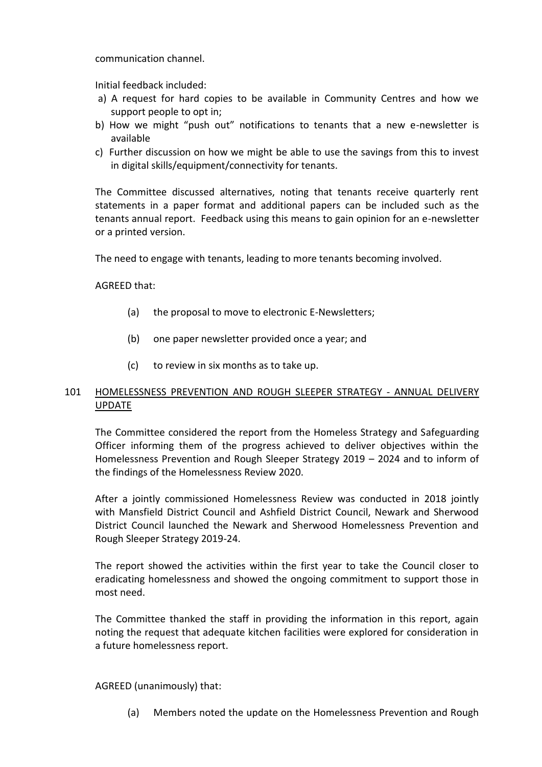communication channel.

Initial feedback included:

a) A request for hard copies to be available in Community Centres and how we support people to opt in;
b) How we might "push out" notifications to tenants that a new e-newsletter is available
c) Further discussion on how we might be able to use the savings from this to invest in digital skills/equipment/connectivity for tenants.

The Committee discussed alternatives, noting that tenants receive quarterly rent statements in a paper format and additional papers can be included such as the tenants annual report. Feedback using this means to gain opinion for an e-newsletter or a printed version.

The need to engage with tenants, leading to more tenants becoming involved.

AGREED that:

(a) the proposal to move to electronic E-Newsletters;

(b) one paper newsletter provided once a year; and

(c) to review in six months as to take up.

## 101 HOMELESSNESS PREVENTION AND ROUGH SLEEPER STRATEGY - ANNUAL DELIVERY UPDATE

The Committee considered the report from the Homeless Strategy and Safeguarding Officer informing them of the progress achieved to deliver objectives within the Homelessness Prevention and Rough Sleeper Strategy 2019 – 2024 and to inform of the findings of the Homelessness Review 2020.

After a jointly commissioned Homelessness Review was conducted in 2018 jointly with Mansfield District Council and Ashfield District Council, Newark and Sherwood District Council launched the Newark and Sherwood Homelessness Prevention and Rough Sleeper Strategy 2019-24.

The report showed the activities within the first year to take the Council closer to eradicating homelessness and showed the ongoing commitment to support those in most need.

The Committee thanked the staff in providing the information in this report, again noting the request that adequate kitchen facilities were explored for consideration in a future homelessness report.

AGREED (unanimously) that:

(a) Members noted the update on the Homelessness Prevention and Rough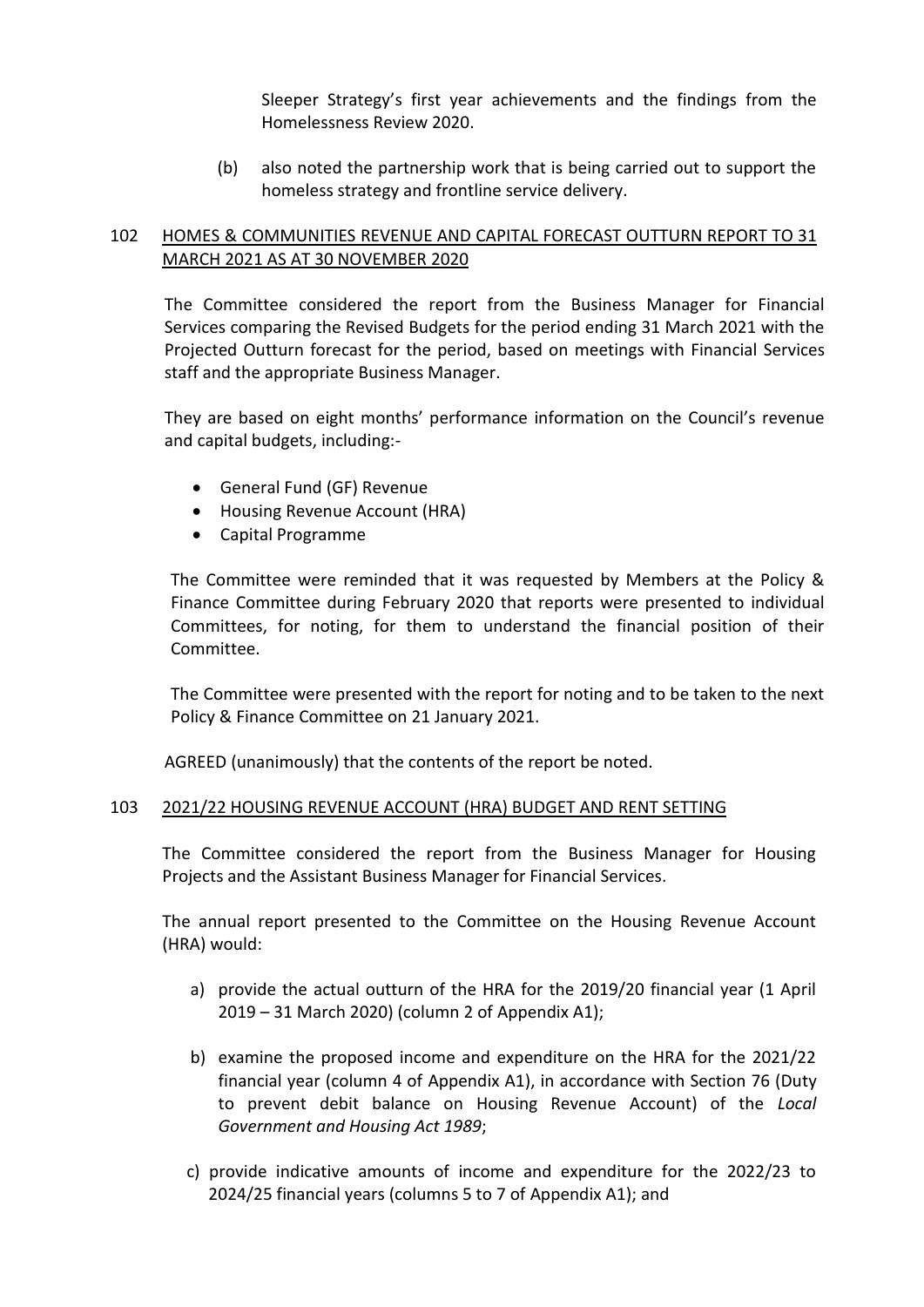Sleeper Strategy's first year achievements and the findings from the Homelessness Review 2020.

(b) also noted the partnership work that is being carried out to support the homeless strategy and frontline service delivery.

## 102 HOMES & COMMUNITIES REVENUE AND CAPITAL FORECAST OUTTURN REPORT TO 31 MARCH 2021 AS AT 30 NOVEMBER 2020

The Committee considered the report from the Business Manager for Financial Services comparing the Revised Budgets for the period ending 31 March 2021 with the Projected Outturn forecast for the period, based on meetings with Financial Services staff and the appropriate Business Manager.

They are based on eight months' performance information on the Council's revenue and capital budgets, including:-

- General Fund (GF) Revenue
- Housing Revenue Account (HRA)
- Capital Programme

The Committee were reminded that it was requested by Members at the Policy & Finance Committee during February 2020 that reports were presented to individual Committees, for noting, for them to understand the financial position of their Committee.

The Committee were presented with the report for noting and to be taken to the next Policy & Finance Committee on 21 January 2021.

AGREED (unanimously) that the contents of the report be noted.

## 103 2021/22 HOUSING REVENUE ACCOUNT (HRA) BUDGET AND RENT SETTING

The Committee considered the report from the Business Manager for Housing Projects and the Assistant Business Manager for Financial Services.

The annual report presented to the Committee on the Housing Revenue Account (HRA) would:

a) provide the actual outturn of the HRA for the 2019/20 financial year (1 April 2019 – 31 March 2020) (column 2 of Appendix A1);

b) examine the proposed income and expenditure on the HRA for the 2021/22 financial year (column 4 of Appendix A1), in accordance with Section 76 (Duty to prevent debit balance on Housing Revenue Account) of the *Local Government and Housing Act 1989*;

c) provide indicative amounts of income and expenditure for the 2022/23 to 2024/25 financial years (columns 5 to 7 of Appendix A1); and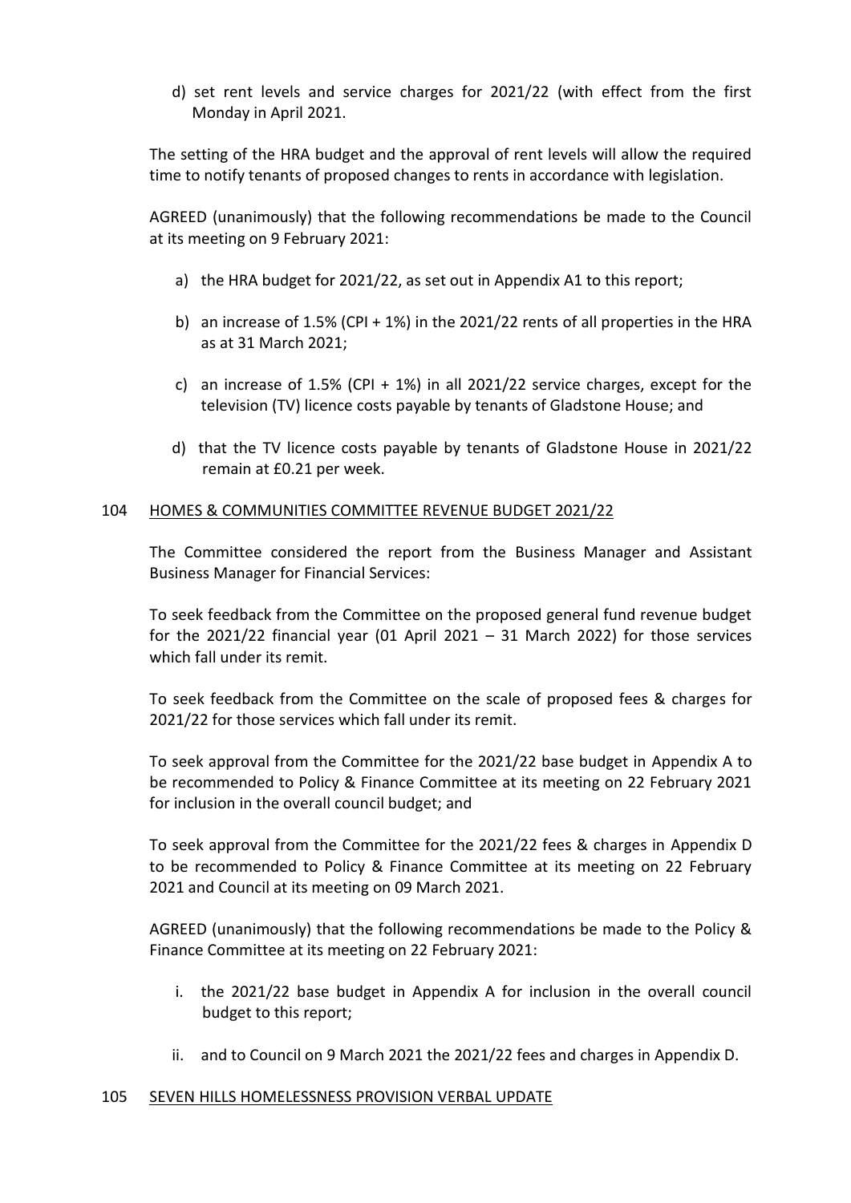d) set rent levels and service charges for 2021/22 (with effect from the first Monday in April 2021.

The setting of the HRA budget and the approval of rent levels will allow the required time to notify tenants of proposed changes to rents in accordance with legislation.

AGREED (unanimously) that the following recommendations be made to the Council at its meeting on 9 February 2021:

a) the HRA budget for 2021/22, as set out in Appendix A1 to this report;

b) an increase of 1.5% (CPI + 1%) in the 2021/22 rents of all properties in the HRA as at 31 March 2021;

c) an increase of 1.5% (CPI + 1%) in all 2021/22 service charges, except for the television (TV) licence costs payable by tenants of Gladstone House; and

d) that the TV licence costs payable by tenants of Gladstone House in 2021/22 remain at £0.21 per week.

## 104 HOMES & COMMUNITIES COMMITTEE REVENUE BUDGET 2021/22

The Committee considered the report from the Business Manager and Assistant Business Manager for Financial Services:

To seek feedback from the Committee on the proposed general fund revenue budget for the 2021/22 financial year (01 April 2021 – 31 March 2022) for those services which fall under its remit.

To seek feedback from the Committee on the scale of proposed fees & charges for 2021/22 for those services which fall under its remit.

To seek approval from the Committee for the 2021/22 base budget in Appendix A to be recommended to Policy & Finance Committee at its meeting on 22 February 2021 for inclusion in the overall council budget; and

To seek approval from the Committee for the 2021/22 fees & charges in Appendix D to be recommended to Policy & Finance Committee at its meeting on 22 February 2021 and Council at its meeting on 09 March 2021.

AGREED (unanimously) that the following recommendations be made to the Policy & Finance Committee at its meeting on 22 February 2021:

i. the 2021/22 base budget in Appendix A for inclusion in the overall council budget to this report;

ii. and to Council on 9 March 2021 the 2021/22 fees and charges in Appendix D.

## 105 SEVEN HILLS HOMELESSNESS PROVISION VERBAL UPDATE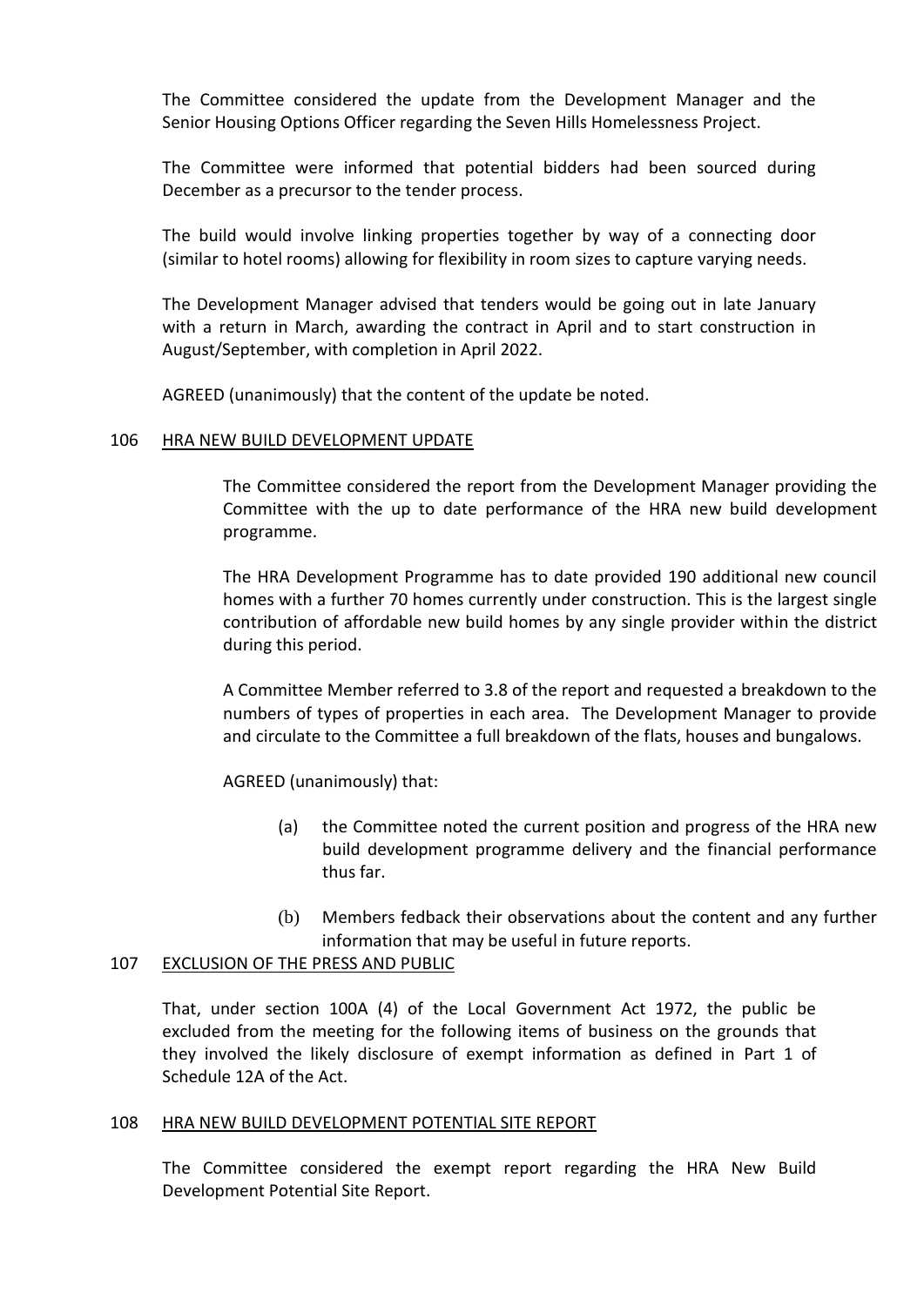The Committee considered the update from the Development Manager and the Senior Housing Options Officer regarding the Seven Hills Homelessness Project.

The Committee were informed that potential bidders had been sourced during December as a precursor to the tender process.

The build would involve linking properties together by way of a connecting door (similar to hotel rooms) allowing for flexibility in room sizes to capture varying needs.

The Development Manager advised that tenders would be going out in late January with a return in March, awarding the contract in April and to start construction in August/September, with completion in April 2022.

AGREED (unanimously) that the content of the update be noted.

## 106 HRA NEW BUILD DEVELOPMENT UPDATE

The Committee considered the report from the Development Manager providing the Committee with the up to date performance of the HRA new build development programme.

The HRA Development Programme has to date provided 190 additional new council homes with a further 70 homes currently under construction. This is the largest single contribution of affordable new build homes by any single provider within the district during this period.

A Committee Member referred to 3.8 of the report and requested a breakdown to the numbers of types of properties in each area. The Development Manager to provide and circulate to the Committee a full breakdown of the flats, houses and bungalows.

AGREED (unanimously) that:

(a) the Committee noted the current position and progress of the HRA new build development programme delivery and the financial performance thus far.

(b) Members fedback their observations about the content and any further information that may be useful in future reports.

## 107 EXCLUSION OF THE PRESS AND PUBLIC

That, under section 100A (4) of the Local Government Act 1972, the public be excluded from the meeting for the following items of business on the grounds that they involved the likely disclosure of exempt information as defined in Part 1 of Schedule 12A of the Act.

## 108 HRA NEW BUILD DEVELOPMENT POTENTIAL SITE REPORT

The Committee considered the exempt report regarding the HRA New Build Development Potential Site Report.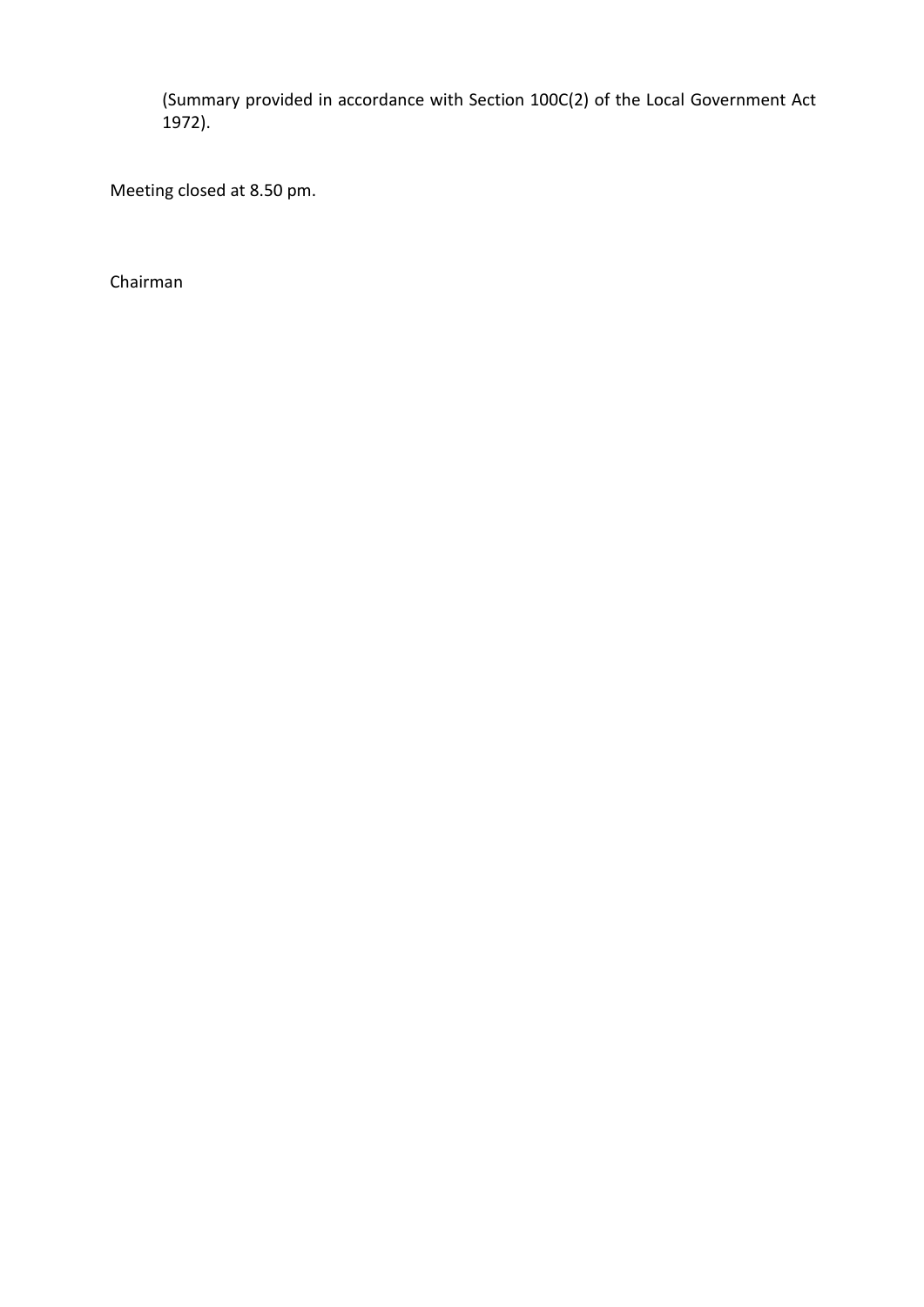(Summary provided in accordance with Section 100C(2) of the Local Government Act 1972).

Meeting closed at 8.50 pm.

Chairman